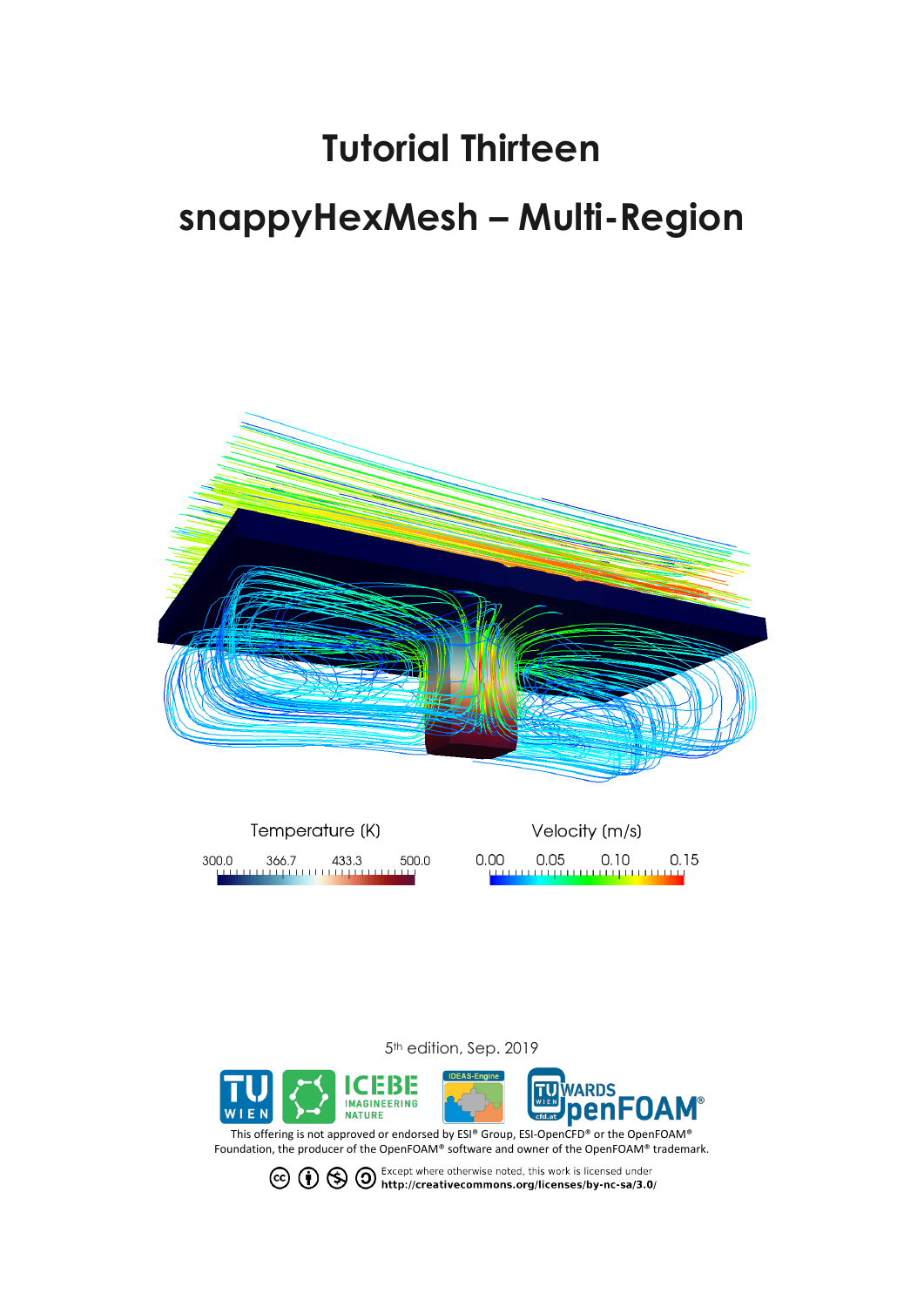# Tutorial Thirteen

# snappyHexMesh – Multi-Region

Temperature (K)

300.0 366.7 433.3 500.0

Velocity (m/s)

0.00 0.05 0.10 0.15

5th edition, Sep. 2019

This offering is not approved or endorsed by ESI® Group, ESI-OpenCFD® or the OpenFOAM® Foundation, the producer of the OpenFOAM® software and owner of the OpenFOAM® trademark.

Except where otherwise noted, this work is licensed under **http://creativecommons.org/licenses/by-nc-sa/3.0/**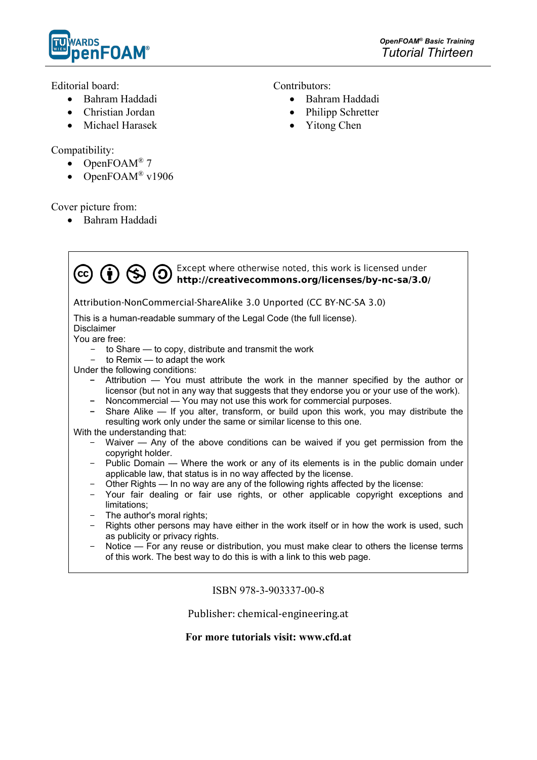Editorial board:

- Bahram Haddadi
- Christian Jordan
- Michael Harasek

Contributors:

- Bahram Haddadi
- Philipp Schretter
- Yitong Chen

Compatibility:

- OpenFOAM® 7
- OpenFOAM® v1906

Cover picture from:

- Bahram Haddadi

Except where otherwise noted, this work is licensed under **http://creativecommons.org/licenses/by-nc-sa/3.0/**

Attribution-NonCommercial-ShareAlike 3.0 Unported (CC BY-NC-SA 3.0)

This is a human-readable summary of the Legal Code (the full license).
Disclaimer
You are free:

- to Share — to copy, distribute and transmit the work
- to Remix — to adapt the work

Under the following conditions:

- Attribution — You must attribute the work in the manner specified by the author or licensor (but not in any way that suggests that they endorse you or your use of the work).
- Noncommercial — You may not use this work for commercial purposes.
- Share Alike — If you alter, transform, or build upon this work, you may distribute the resulting work only under the same or similar license to this one.

With the understanding that:

- Waiver — Any of the above conditions can be waived if you get permission from the copyright holder.
- Public Domain — Where the work or any of its elements is in the public domain under applicable law, that status is in no way affected by the license.
- Other Rights — In no way are any of the following rights affected by the license:
- Your fair dealing or fair use rights, or other applicable copyright exceptions and limitations;
- The author's moral rights;
- Rights other persons may have either in the work itself or in how the work is used, such as publicity or privacy rights.
- Notice — For any reuse or distribution, you must make clear to others the license terms of this work. The best way to do this is with a link to this web page.

ISBN 978-3-903337-00-8

Publisher: chemical-engineering.at

**For more tutorials visit: www.cfd.at**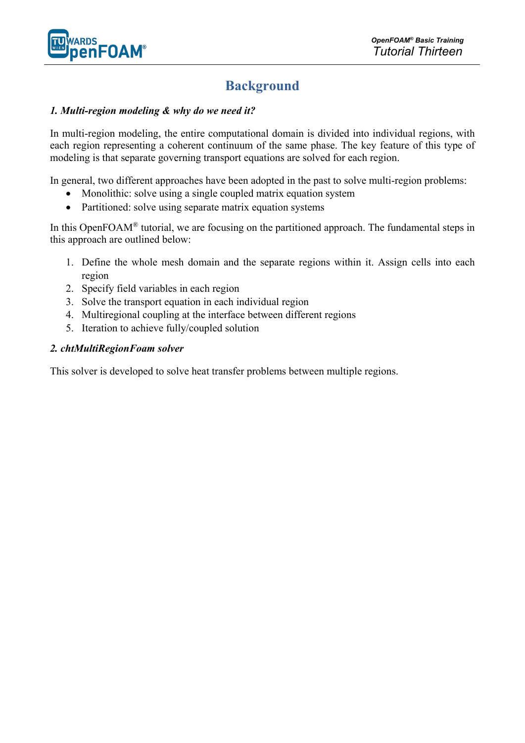# Background

### *1. Multi-region modeling & why do we need it?*

In multi-region modeling, the entire computational domain is divided into individual regions, with each region representing a coherent continuum of the same phase. The key feature of this type of modeling is that separate governing transport equations are solved for each region.

In general, two different approaches have been adopted in the past to solve multi-region problems:

- Monolithic: solve using a single coupled matrix equation system
- Partitioned: solve using separate matrix equation systems

In this OpenFOAM® tutorial, we are focusing on the partitioned approach. The fundamental steps in this approach are outlined below:

1. Define the whole mesh domain and the separate regions within it. Assign cells into each region
2. Specify field variables in each region
3. Solve the transport equation in each individual region
4. Multiregional coupling at the interface between different regions
5. Iteration to achieve fully/coupled solution

### *2. chtMultiRegionFoam solver*

This solver is developed to solve heat transfer problems between multiple regions.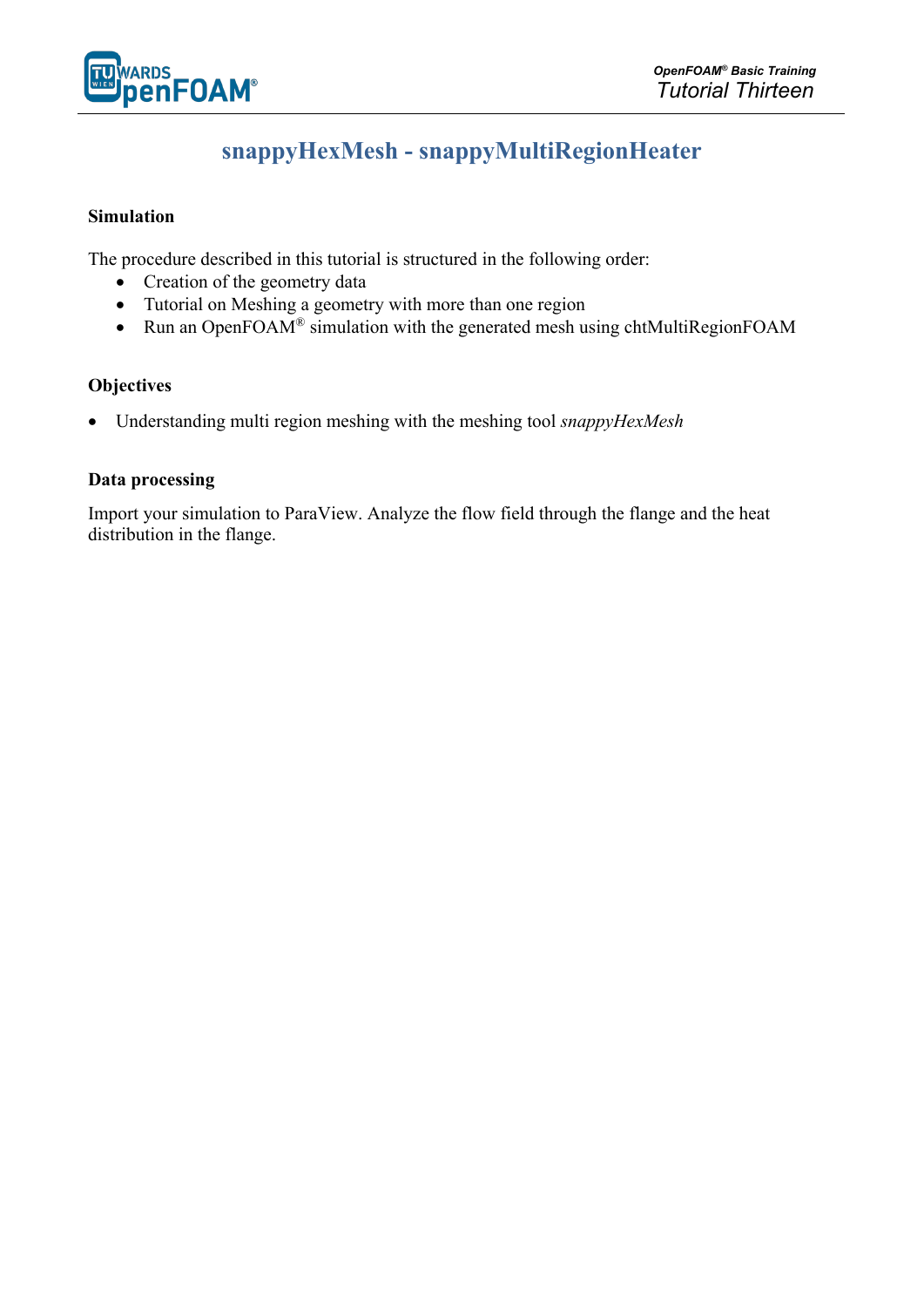# snappyHexMesh - snappyMultiRegionHeater

## Simulation

The procedure described in this tutorial is structured in the following order:

- Creation of the geometry data
- Tutorial on Meshing a geometry with more than one region
- Run an OpenFOAM® simulation with the generated mesh using chtMultiRegionFOAM

## Objectives

- Understanding multi region meshing with the meshing tool *snappyHexMesh*

## Data processing

Import your simulation to ParaView. Analyze the flow field through the flange and the heat distribution in the flange.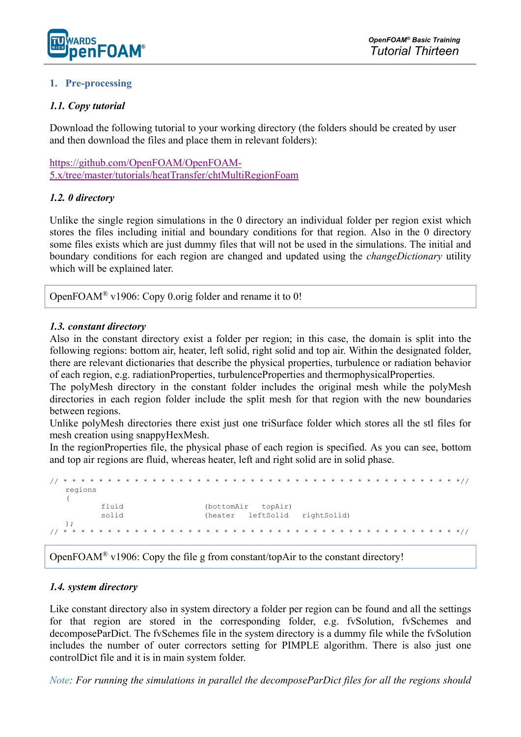## 1. Pre-processing

### *1.1. Copy tutorial*

Download the following tutorial to your working directory (the folders should be created by user and then download the files and place them in relevant folders):

[https://github.com/OpenFOAM/OpenFOAM-5.x/tree/master/tutorials/heatTransfer/chtMultiRegionFoam](https://github.com/OpenFOAM/OpenFOAM-5.x/tree/master/tutorials/heatTransfer/chtMultiRegionFoam)

### *1.2. 0 directory*

Unlike the single region simulations in the 0 directory an individual folder per region exist which stores the files including initial and boundary conditions for that region. Also in the 0 directory some files exists which are just dummy files that will not be used in the simulations. The initial and boundary conditions for each region are changed and updated using the *changeDictionary* utility which will be explained later.

> OpenFOAM® v1906: Copy 0.orig folder and rename it to 0!

### *1.3. constant directory*

Also in the constant directory exist a folder per region; in this case, the domain is split into the following regions: bottom air, heater, left solid, right solid and top air. Within the designated folder, there are relevant dictionaries that describe the physical properties, turbulence or radiation behavior of each region, e.g. radiationProperties, turbulenceProperties and thermophysicalProperties.
The polyMesh directory in the constant folder includes the original mesh while the polyMesh directories in each region folder include the split mesh for that region with the new boundaries between regions.
Unlike polyMesh directories there exist just one triSurface folder which stores all the stl files for mesh creation using snappyHexMesh.
In the regionProperties file, the physical phase of each region is specified. As you can see, bottom and top air regions are fluid, whereas heater, left and right solid are in solid phase.

```
// * * * * * * * * * * * * * * * * * * * * * * * * * * * * * * * * * * * * * * * * * * * * *//
    regions
    (
            fluid                   (bottomAir   topAir)
            solid                   (heater    leftSolid    rightSolid)
    );
// * * * * * * * * * * * * * * * * * * * * * * * * * * * * * * * * * * * * * * * * * * * * *//
```

> OpenFOAM® v1906: Copy the file g from constant/topAir to the constant directory!

### *1.4. system directory*

Like constant directory also in system directory a folder per region can be found and all the settings for that region are stored in the corresponding folder, e.g. fvSolution, fvSchemes and decomposeParDict. The fvSchemes file in the system directory is a dummy file while the fvSolution includes the number of outer correctors setting for PIMPLE algorithm. There is also just one controlDict file and it is in main system folder.

*Note: For running the simulations in parallel the decomposeParDict files for all the regions should*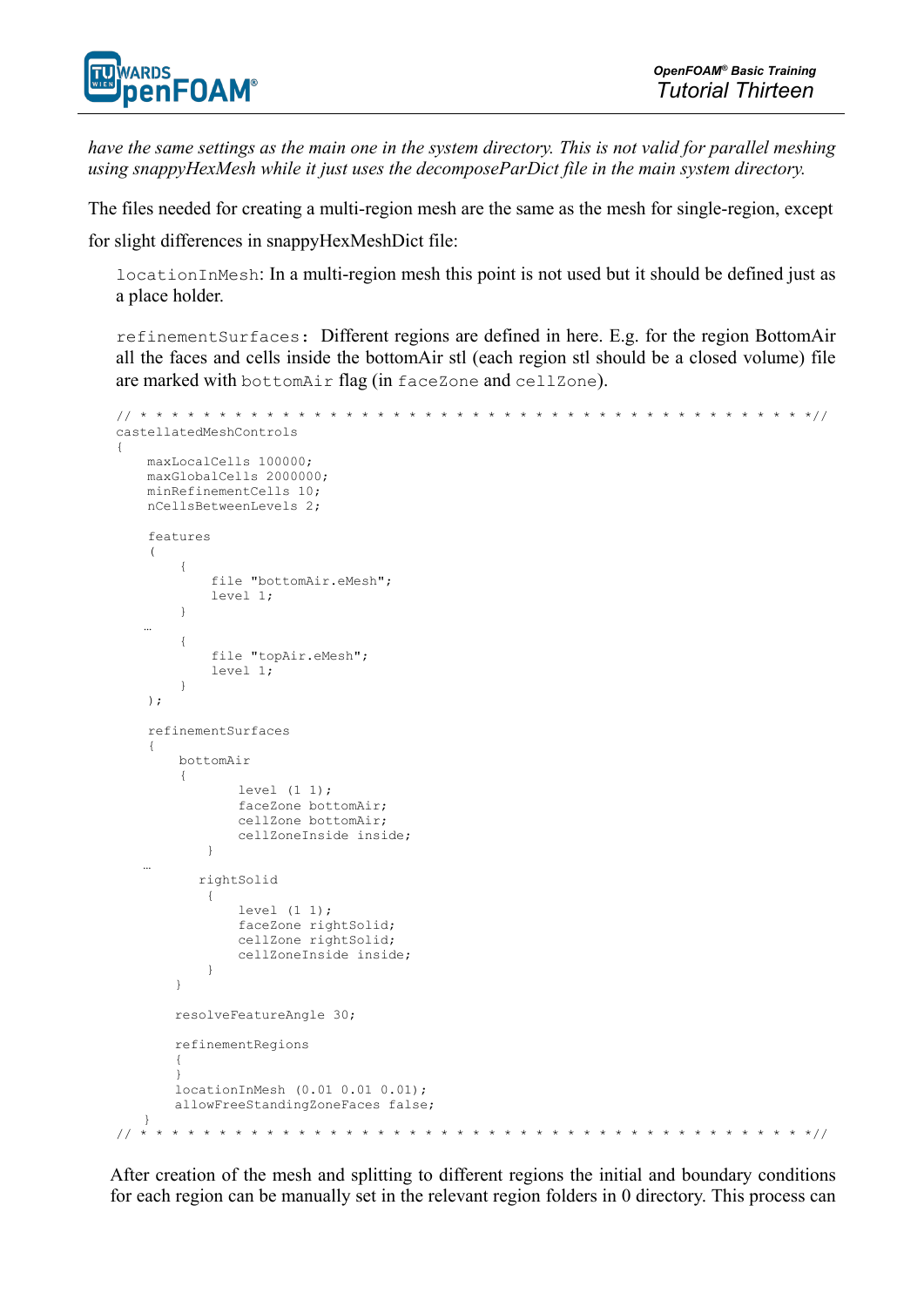*have the same settings as the main one in the system directory. This is not valid for parallel meshing using snappyHexMesh while it just uses the decomposeParDict file in the main system directory.*

The files needed for creating a multi-region mesh are the same as the mesh for single-region, except for slight differences in snappyHexMeshDict file:

`locationInMesh`: In a multi-region mesh this point is not used but it should be defined just as a place holder.

`refinementSurfaces`: Different regions are defined in here. E.g. for the region BottomAir all the faces and cells inside the bottomAir stl (each region stl should be a closed volume) file are marked with `bottomAir` flag (in `faceZone` and `cellZone`).

```
// * * * * * * * * * * * * * * * * * * * * * * * * * * * * * * * * * * * * * * //
castellatedMeshControls
{
    maxLocalCells 100000;
    maxGlobalCells 2000000;
    minRefinementCells 10;
    nCellsBetweenLevels 2;

    features
    (
        {
            file "bottomAir.eMesh";
            level 1;
        }
    …
        {
            file "topAir.eMesh";
            level 1;
        }
    );

    refinementSurfaces
    {
        bottomAir
        {
                level (1 1);
                faceZone bottomAir;
                cellZone bottomAir;
                cellZoneInside inside;
            }
    …
          rightSolid
            {
                level (1 1);
                faceZone rightSolid;
                cellZone rightSolid;
                cellZoneInside inside;
            }
        }

        resolveFeatureAngle 30;

        refinementRegions
        {
        }
        locationInMesh (0.01 0.01 0.01);
        allowFreeStandingZoneFaces false;
    }
// * * * * * * * * * * * * * * * * * * * * * * * * * * * * * * * * * * * * * * //
```

After creation of the mesh and splitting to different regions the initial and boundary conditions for each region can be manually set in the relevant region folders in 0 directory. This process can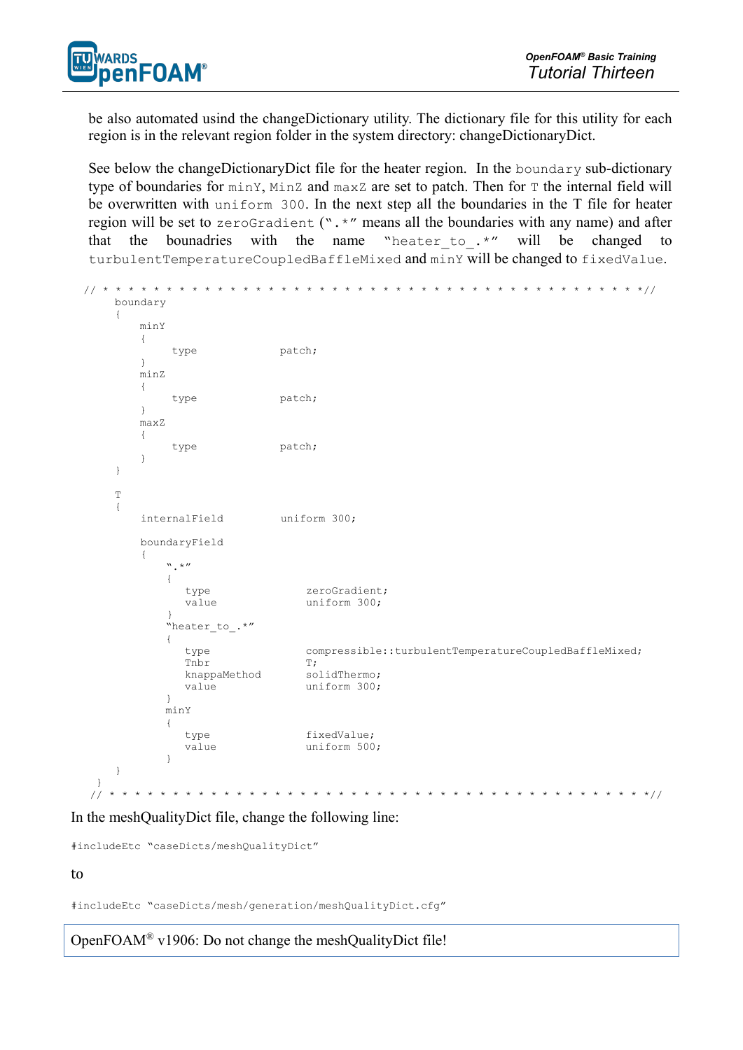be also automated usind the changeDictionary utility. The dictionary file for this utility for each region is in the relevant region folder in the system directory: changeDictionaryDict.

See below the changeDictionaryDict file for the heater region. In the `boundary` sub-dictionary type of boundaries for `minY`, `MinZ` and `maxZ` are set to patch. Then for `T` the internal field will be overwritten with `uniform 300`. In the next step all the boundaries in the T file for heater region will be set to `zeroGradient` (`".*"` means all the boundaries with any name) and after that the bounadries with the name `"heater_to_.*"` will be changed to `turbulentTemperatureCoupledBaffleMixed` and `minY` will be changed to `fixedValue`.

```
// * * * * * * * * * * * * * * * * * * * * * * * * * * * * * * * * * * * * * * * * * * *//
    boundary
    {
        minY
        {
            type            patch;
        }
        minZ
        {
            type            patch;
        }
        maxZ
        {
            type            patch;
        }
    }

    T
    {
        internalField         uniform 300;

        boundaryField
        {
            ".*"
            {
               type             zeroGradient;
               value            uniform 300;
            }
            "heater_to_.*"
            {
               type             compressible::turbulentTemperatureCoupledBaffleMixed;
               Tnbr             T;
               knappaMethod     solidThermo;
               value            uniform 300;
            }
            minY
            {
               type             fixedValue;
               value            uniform 500;
            }
    }
 }
// * * * * * * * * * * * * * * * * * * * * * * * * * * * * * * * * * * * * * * * * * * *//
```

In the meshQualityDict file, change the following line:

```
#includeEtc "caseDicts/meshQualityDict"
```

to

```
#includeEtc "caseDicts/mesh/generation/meshQualityDict.cfg"
```

OpenFOAM® v1906: Do not change the meshQualityDict file!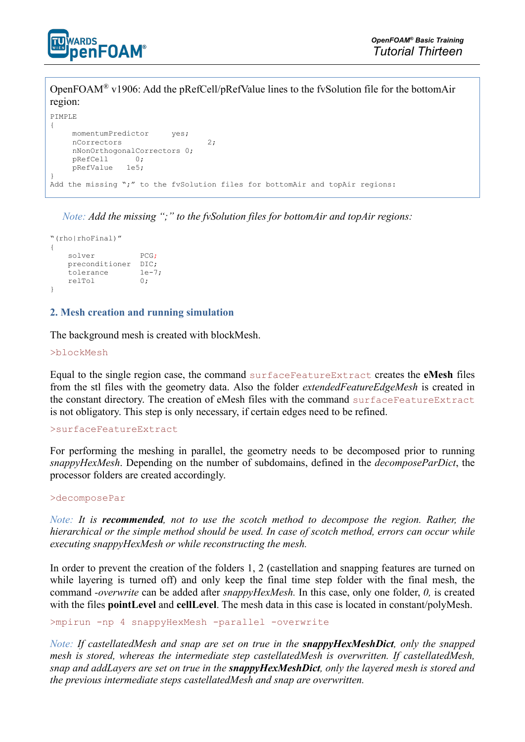OpenFOAM® v1906: Add the pRefCell/pRefValue lines to the fvSolution file for the bottomAir region:

```
PIMPLE
{
     momentumPredictor     yes;
     nCorrectors                   2;
     nNonOrthogonalCorrectors 0;
     pRefCell      0;
     pRefValue   1e5;
}
Add the missing ";" to the fvSolution files for bottomAir and topAir regions:
```

*Note: Add the missing ";" to the fvSolution files for bottomAir and topAir regions:*

```
"(rho|rhoFinal)"
{
    solver          PCG;
    preconditioner  DIC;
    tolerance       1e-7;
    relTol          0;
}
```

## 2. Mesh creation and running simulation

The background mesh is created with blockMesh.

```
>blockMesh
```

Equal to the single region case, the command `surfaceFeatureExtract` creates the **eMesh** files from the stl files with the geometry data. Also the folder *extendedFeatureEdgeMesh* is created in the constant directory. The creation of eMesh files with the command `surfaceFeatureExtract` is not obligatory. This step is only necessary, if certain edges need to be refined.

```
>surfaceFeatureExtract
```

For performing the meshing in parallel, the geometry needs to be decomposed prior to running *snappyHexMesh*. Depending on the number of subdomains, defined in the *decomposeParDict*, the processor folders are created accordingly.

```
>decomposePar
```

*Note: It is **recommended**, not to use the scotch method to decompose the region. Rather, the hierarchical or the simple method should be used. In case of scotch method, errors can occur while executing snappyHexMesh or while reconstructing the mesh.*

In order to prevent the creation of the folders 1, 2 (castellation and snapping features are turned on while layering is turned off) and only keep the final time step folder with the final mesh, the command *-overwrite* can be added after *snappyHexMesh.* In this case, only one folder, *0,* is created with the files **pointLevel** and **cellLevel**. The mesh data in this case is located in constant/polyMesh.

```
>mpirun -np 4 snappyHexMesh -parallel -overwrite
```

*Note: If castellatedMesh and snap are set on true in the **snappyHexMeshDict**, only the snapped mesh is stored, whereas the intermediate step castellatedMesh is overwritten. If castellatedMesh, snap and addLayers are set on true in the **snappyHexMeshDict**, only the layered mesh is stored and the previous intermediate steps castellatedMesh and snap are overwritten.*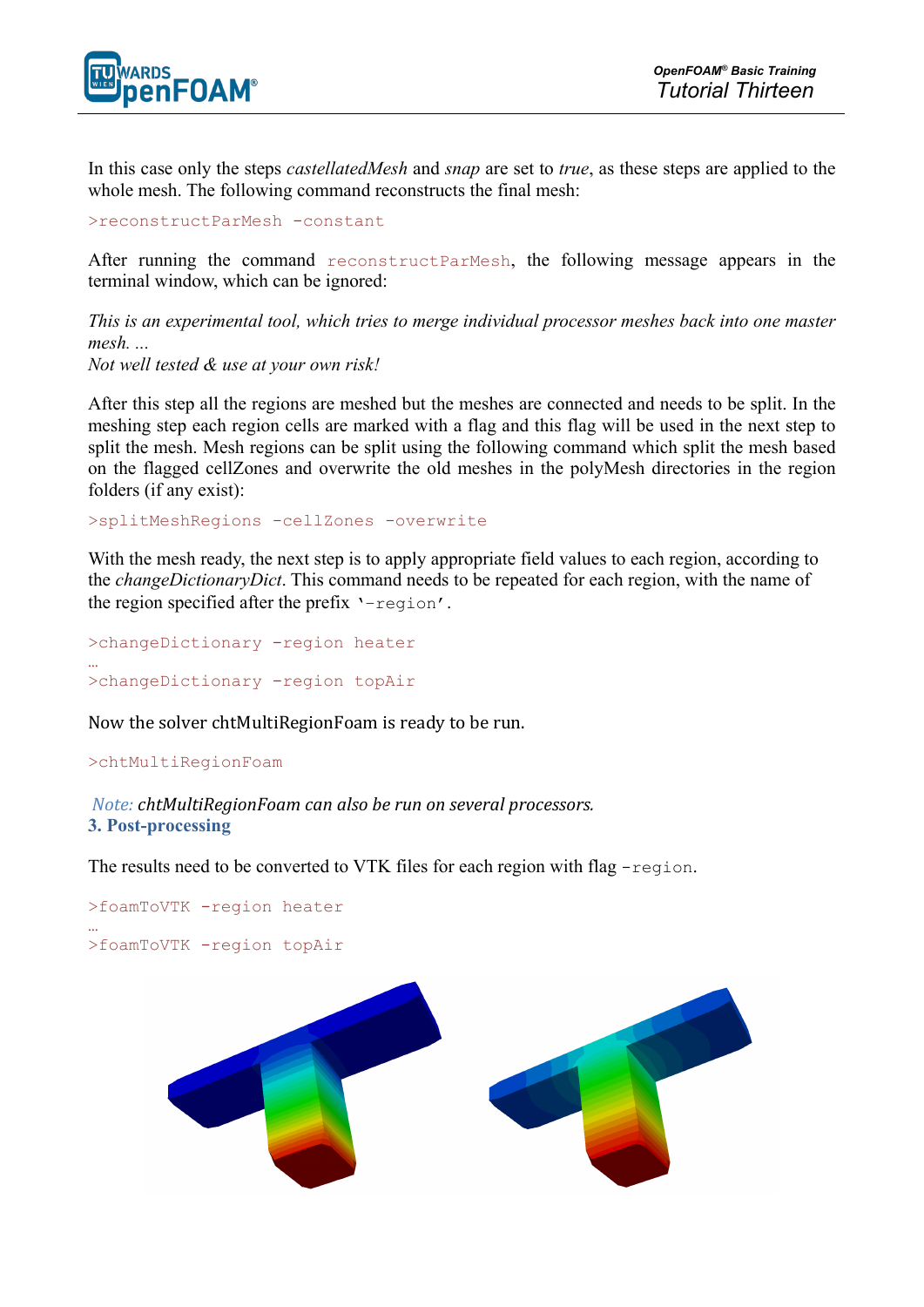In this case only the steps *castellatedMesh* and *snap* are set to *true*, as these steps are applied to the whole mesh. The following command reconstructs the final mesh:

```
>reconstructParMesh -constant
```

After running the command `reconstructParMesh`, the following message appears in the terminal window, which can be ignored:

*This is an experimental tool, which tries to merge individual processor meshes back into one master mesh. ...*
*Not well tested & use at your own risk!*

After this step all the regions are meshed but the meshes are connected and needs to be split. In the meshing step each region cells are marked with a flag and this flag will be used in the next step to split the mesh. Mesh regions can be split using the following command which split the mesh based on the flagged cellZones and overwrite the old meshes in the polyMesh directories in the region folders (if any exist):

```
>splitMeshRegions -cellZones -overwrite
```

With the mesh ready, the next step is to apply appropriate field values to each region, according to the *changeDictionaryDict*. This command needs to be repeated for each region, with the name of the region specified after the prefix '`-region`'.

```
>changeDictionary -region heater
…
>changeDictionary -region topAir
```

Now the solver chtMultiRegionFoam is ready to be run.

```
>chtMultiRegionFoam
```

*Note: chtMultiRegionFoam can also be run on several processors.*

## 3. Post-processing

The results need to be converted to VTK files for each region with flag `-region`.

```
>foamToVTK -region heater
…
>foamToVTK -region topAir
```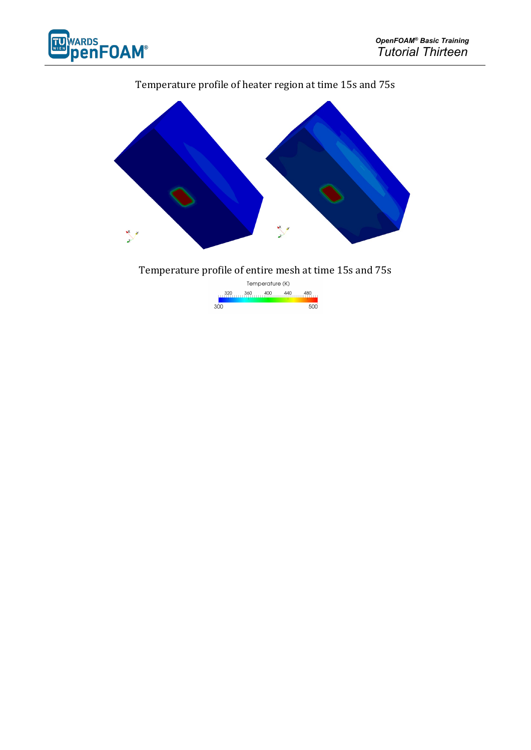Temperature profile of heater region at time 15s and 75s

Temperature profile of entire mesh at time 15s and 75s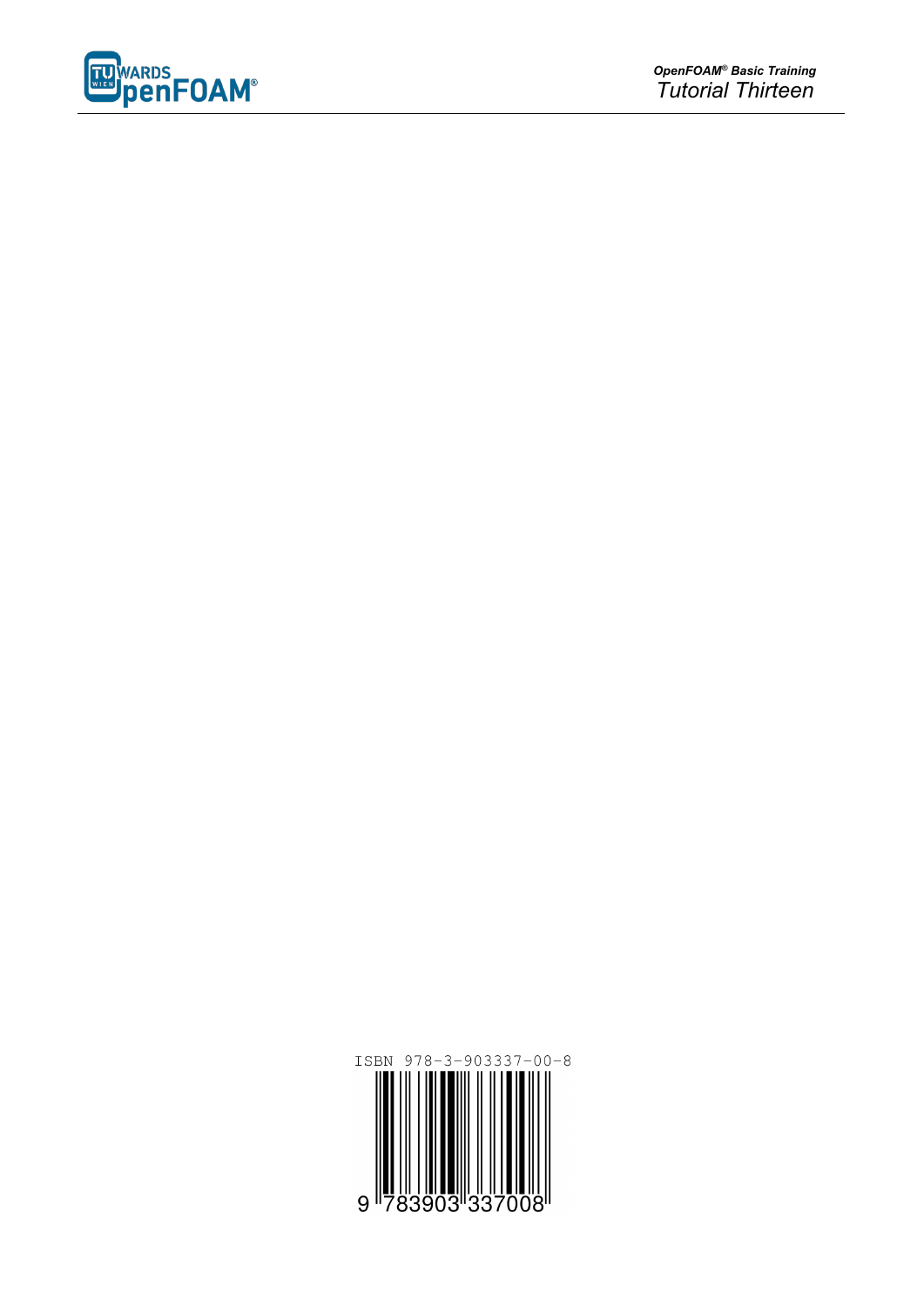ISBN 978-3-903337-00-8

9 783903 337008